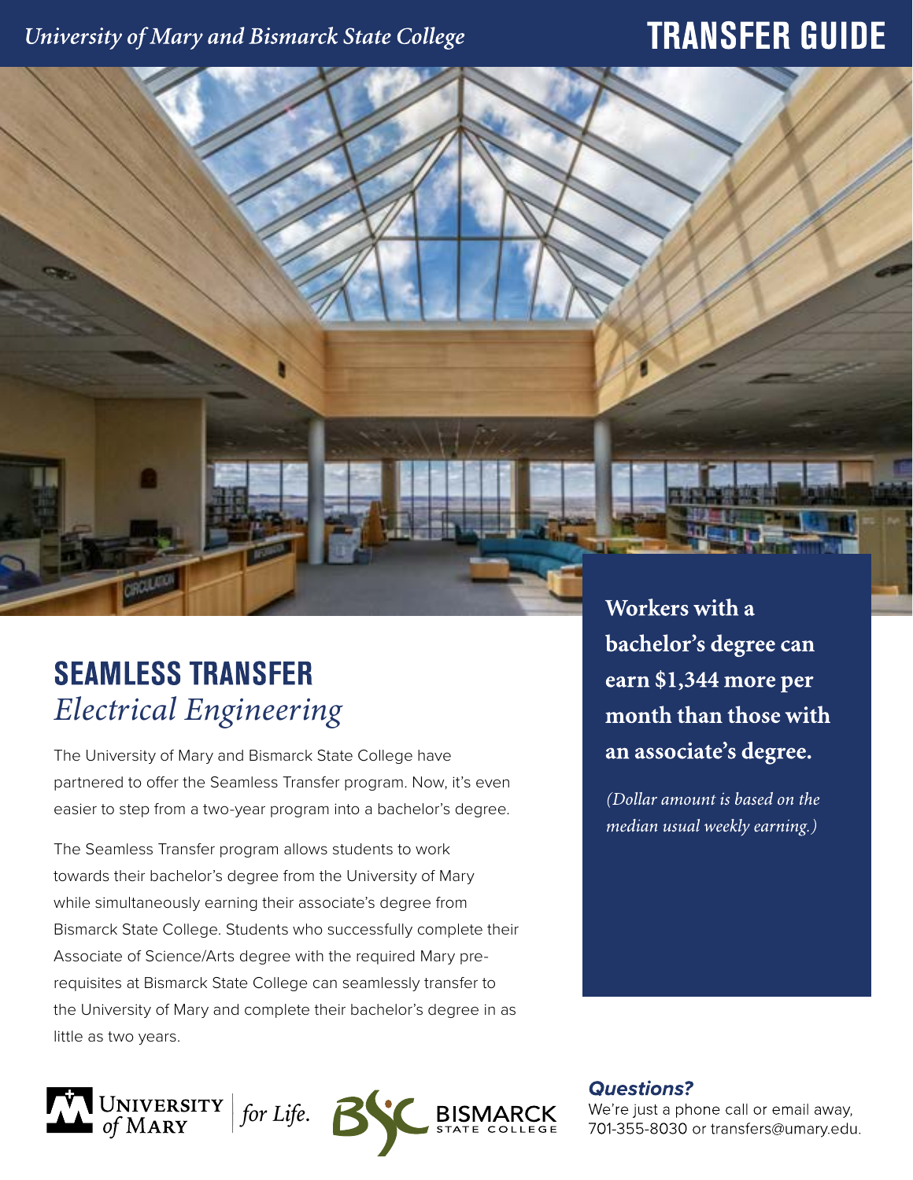*University of Mary and Bismarck State College*

# TRANSFER GUIDE

## SEAMLESS TRANSFER
*Electrical Engineering*

The University of Mary and Bismarck State College have partnered to offer the Seamless Transfer program. Now, it's even easier to step from a two-year program into a bachelor's degree.

The Seamless Transfer program allows students to work towards their bachelor's degree from the University of Mary while simultaneously earning their associate's degree from Bismarck State College. Students who successfully complete their Associate of Science/Arts degree with the required Mary pre-requisites at Bismarck State College can seamlessly transfer to the University of Mary and complete their bachelor's degree in as little as two years.

**Workers with a bachelor's degree can earn $1,344 more per month than those with an associate's degree.**

*(Dollar amount is based on the median usual weekly earning.)*

***Questions?***

We're just a phone call or email away, 701-355-8030 or transfers@umary.edu.

UNIVERSITY of MARY | *for Life.*

BSC BISMARCK STATE COLLEGE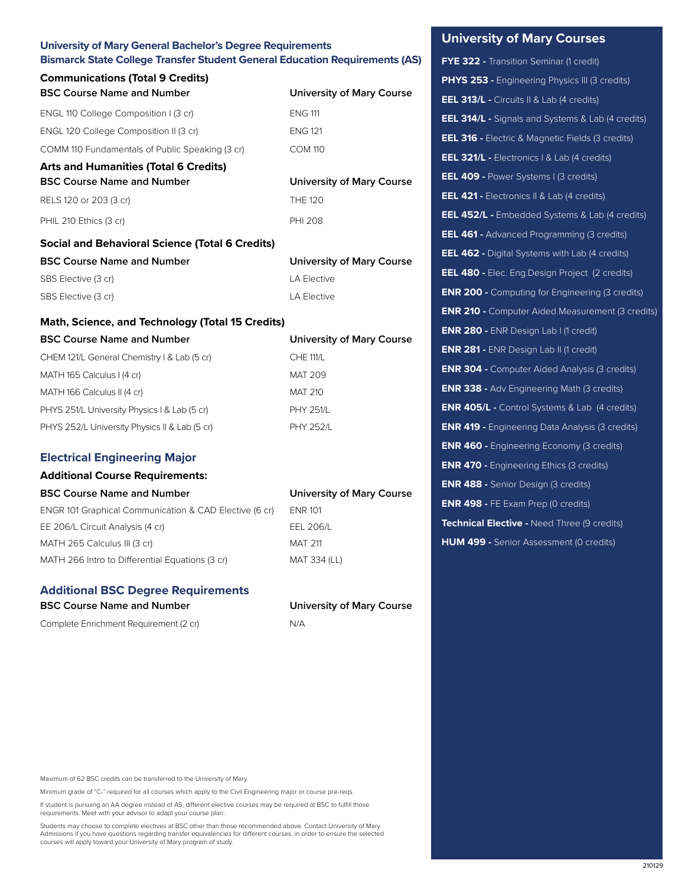## University of Mary General Bachelor's Degree Requirements
## Bismarck State College Transfer Student General Education Requirements (AS)

### Communications (Total 9 Credits)

| BSC Course Name and Number | University of Mary Course |
|---|---|
| ENGL 110 College Composition I (3 cr) | ENG 111 |
| ENGL 120 College Composition II (3 cr) | ENG 121 |
| COMM 110 Fundamentals of Public Speaking (3 cr) | COM 110 |

### Arts and Humanities (Total 6 Credits)

| BSC Course Name and Number | University of Mary Course |
|---|---|
| RELS 120 or 203 (3 cr) | THE 120 |
| PHIL 210 Ethics (3 cr) | PHI 208 |

### Social and Behavioral Science (Total 6 Credits)

| BSC Course Name and Number | University of Mary Course |
|---|---|
| SBS Elective (3 cr) | LA Elective |
| SBS Elective (3 cr) | LA Elective |

### Math, Science, and Technology (Total 15 Credits)

| BSC Course Name and Number | University of Mary Course |
|---|---|
| CHEM 121/L General Chemistry I & Lab (5 cr) | CHE 111/L |
| MATH 165 Calculus I (4 cr) | MAT 209 |
| MATH 166 Calculus II (4 cr) | MAT 210 |
| PHYS 251/L University Physics I & Lab (5 cr) | PHY 251/L |
| PHYS 252/L University Physics II & Lab (5 cr) | PHY 252/L |

## Electrical Engineering Major

### Additional Course Requirements:

| BSC Course Name and Number | University of Mary Course |
|---|---|
| ENGR 101 Graphical Communication & CAD Elective (6 cr) | ENR 101 |
| EE 206/L Circuit Analysis (4 cr) | EEL 206/L |
| MATH 265 Calculus III (3 cr) | MAT 211 |
| MATH 266 Intro to Differential Equations (3 cr) | MAT 334 (LL) |

## Additional BSC Degree Requirements

| BSC Course Name and Number | University of Mary Course |
|---|---|
| Complete Enrichment Requirement (2 cr) | N/A |

Maximum of 62 BSC credits can be transferred to the University of Mary.

Minimum grade of "C-" required for all courses which apply to the Civil Engineering major or course pre-reqs.

If student is pursuing an AA degree instead of AS, different elective courses may be required at BSC to fulfill those requirements. Meet with your advisor to adapt your course plan.

Students may choose to complete electives at BSC other than those recommended above. Contact University of Mary Admissions if you have questions regarding transfer equivalencies for different courses, in order to ensure the selected courses will apply toward your University of Mary program of study.

## University of Mary Courses

- **FYE 322 -** Transition Seminar (1 credit)
- **PHYS 253 -** Engineering Physics III (3 credits)
- **EEL 313/L -** Circuits II & Lab (4 credits)
- **EEL 314/L -** Signals and Systems & Lab (4 credits)
- **EEL 316 -** Electric & Magnetic Fields (3 credits)
- **EEL 321/L -** Electronics I & Lab (4 credits)
- **EEL 409 -** Power Systems I (3 credits)
- **EEL 421 -** Electronics II & Lab (4 credits)
- **EEL 452/L -** Embedded Systems & Lab (4 credits)
- **EEL 461 -** Advanced Programming (3 credits)
- **EEL 462 -** Digital Systems with Lab (4 credits)
- **EEL 480 -** Elec. Eng.Design Project (2 credits)
- **ENR 200 -** Computing for Engineering (3 credits)
- **ENR 210 -** Computer Aided Measurement (3 credits)
- **ENR 280 -** ENR Design Lab I (1 credit)
- **ENR 281 -** ENR Design Lab II (1 credit)
- **ENR 304 -** Computer Aided Analysis (3 credits)
- **ENR 338 -** Adv Engineering Math (3 credits)
- **ENR 405/L -** Control Systems & Lab (4 credits)
- **ENR 419 -** Engineering Data Analysis (3 credits)
- **ENR 460 -** Engineering Economy (3 credits)
- **ENR 470 -** Engineering Ethics (3 credits)
- **ENR 488 -** Senior Design (3 credits)
- **ENR 498 -** FE Exam Prep (0 credits)
- **Technical Elective -** Need Three (9 credits)
- **HUM 499 -** Senior Assessment (0 credits)

210129